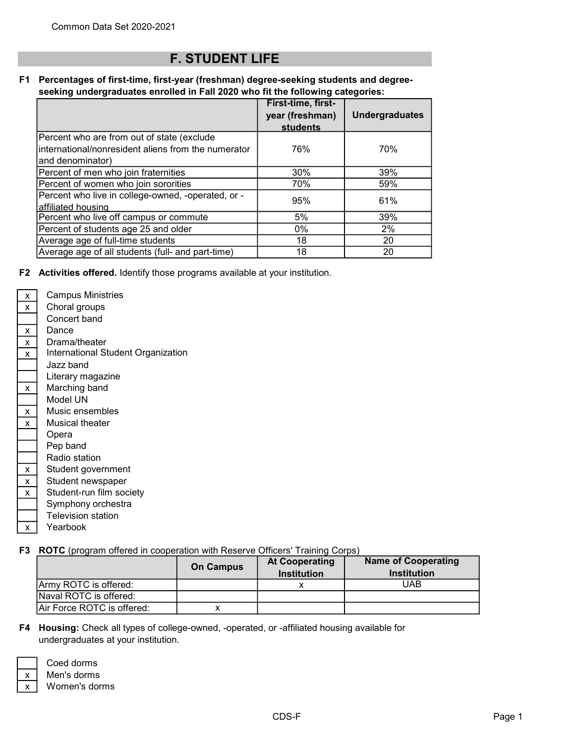Common Data Set 2020-2021

# F. STUDENT LIFE

**F1 Percentages of first-time, first-year (freshman) degree-seeking students and degree-seeking undergraduates enrolled in Fall 2020 who fit the following categories:**

| | First-time, first-year (freshman) students | Undergraduates |
|---|---|---|
| Percent who are from out of state (exclude international/nonresident aliens from the numerator and denominator) | 76% | 70% |
| Percent of men who join fraternities | 30% | 39% |
| Percent of women who join sororities | 70% | 59% |
| Percent who live in college-owned, -operated, or -affiliated housing | 95% | 61% |
| Percent who live off campus or commute | 5% | 39% |
| Percent of students age 25 and older | 0% | 2% |
| Average age of full-time students | 18 | 20 |
| Average age of all students (full- and part-time) | 18 | 20 |

**F2 Activities offered.** Identify those programs available at your institution.

| | |
|---|---|
| x | Campus Ministries |
| x | Choral groups |
| | Concert band |
| x | Dance |
| x | Drama/theater |
| x | International Student Organization |
| | Jazz band |
| | Literary magazine |
| x | Marching band |
| | Model UN |
| x | Music ensembles |
| x | Musical theater |
| | Opera |
| | Pep band |
| | Radio station |
| x | Student government |
| x | Student newspaper |
| x | Student-run film society |
| | Symphony orchestra |
| | Television station |
| x | Yearbook |

**F3 ROTC** (program offered in cooperation with Reserve Officers' Training Corps)

| | On Campus | At Cooperating Institution | Name of Cooperating Institution |
|---|---|---|---|
| Army ROTC is offered: | | x | UAB |
| Naval ROTC is offered: | | | |
| Air Force ROTC is offered: | x | | |

**F4 Housing:** Check all types of college-owned, -operated, or -affiliated housing available for undergraduates at your institution.

| | |
|---|---|
| | Coed dorms |
| x | Men's dorms |
| x | Women's dorms |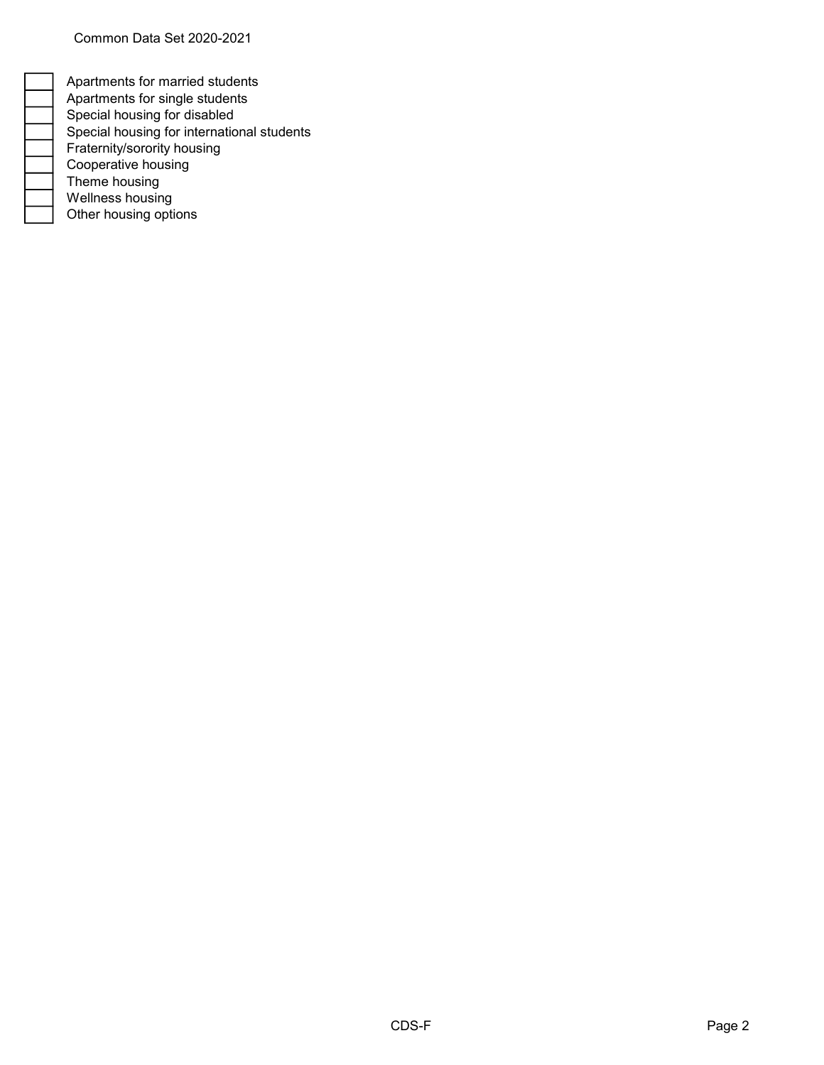- [ ] Apartments for married students
- [ ] Apartments for single students
- [ ] Special housing for disabled
- [ ] Special housing for international students
- [ ] Fraternity/sorority housing
- [ ] Cooperative housing
- [ ] Theme housing
- [ ] Wellness housing
- [ ] Other housing options